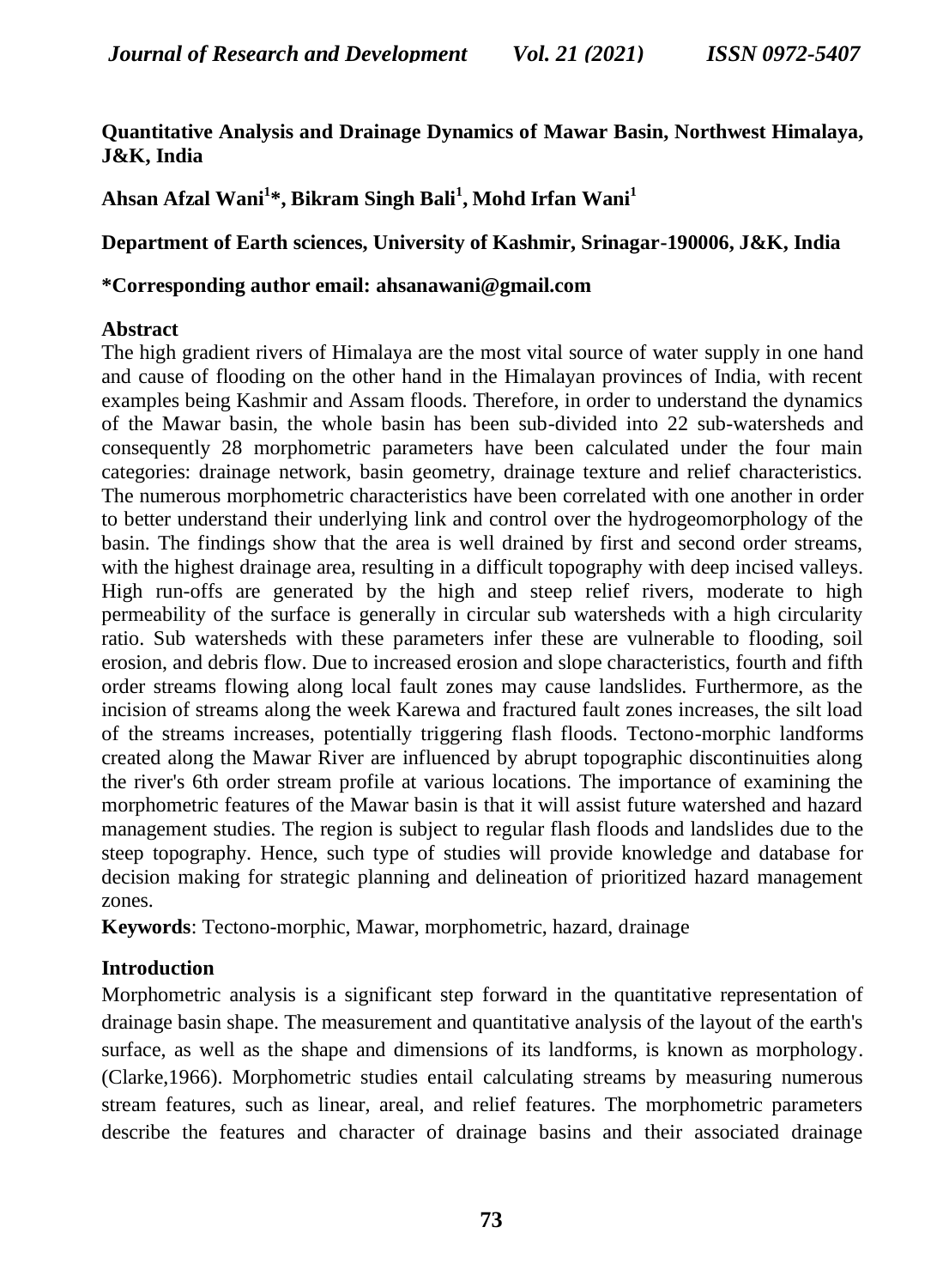# Quantitative Analysis and Drainage Dynamics of Mawar Basin, Northwest Himalaya, J&K, India

**Ahsan Afzal Wani[1]*, Bikram Singh Bali[1], Mohd Irfan Wani[1]**

**Department of Earth sciences, University of Kashmir, Srinagar-190006, J&K, India**

**\*Corresponding author email: ahsanawani@gmail.com**

## Abstract

The high gradient rivers of Himalaya are the most vital source of water supply in one hand and cause of flooding on the other hand in the Himalayan provinces of India, with recent examples being Kashmir and Assam floods. Therefore, in order to understand the dynamics of the Mawar basin, the whole basin has been sub-divided into 22 sub-watersheds and consequently 28 morphometric parameters have been calculated under the four main categories: drainage network, basin geometry, drainage texture and relief characteristics. The numerous morphometric characteristics have been correlated with one another in order to better understand their underlying link and control over the hydrogeomorphology of the basin. The findings show that the area is well drained by first and second order streams, with the highest drainage area, resulting in a difficult topography with deep incised valleys. High run-offs are generated by the high and steep relief rivers, moderate to high permeability of the surface is generally in circular sub watersheds with a high circularity ratio. Sub watersheds with these parameters infer these are vulnerable to flooding, soil erosion, and debris flow. Due to increased erosion and slope characteristics, fourth and fifth order streams flowing along local fault zones may cause landslides. Furthermore, as the incision of streams along the week Karewa and fractured fault zones increases, the silt load of the streams increases, potentially triggering flash floods. Tectono-morphic landforms created along the Mawar River are influenced by abrupt topographic discontinuities along the river's 6th order stream profile at various locations. The importance of examining the morphometric features of the Mawar basin is that it will assist future watershed and hazard management studies. The region is subject to regular flash floods and landslides due to the steep topography. Hence, such type of studies will provide knowledge and database for decision making for strategic planning and delineation of prioritized hazard management zones.

**Keywords**: Tectono-morphic, Mawar, morphometric, hazard, drainage

## Introduction

Morphometric analysis is a significant step forward in the quantitative representation of drainage basin shape. The measurement and quantitative analysis of the layout of the earth's surface, as well as the shape and dimensions of its landforms, is known as morphology. (Clarke,1966). Morphometric studies entail calculating streams by measuring numerous stream features, such as linear, areal, and relief features. The morphometric parameters describe the features and character of drainage basins and their associated drainage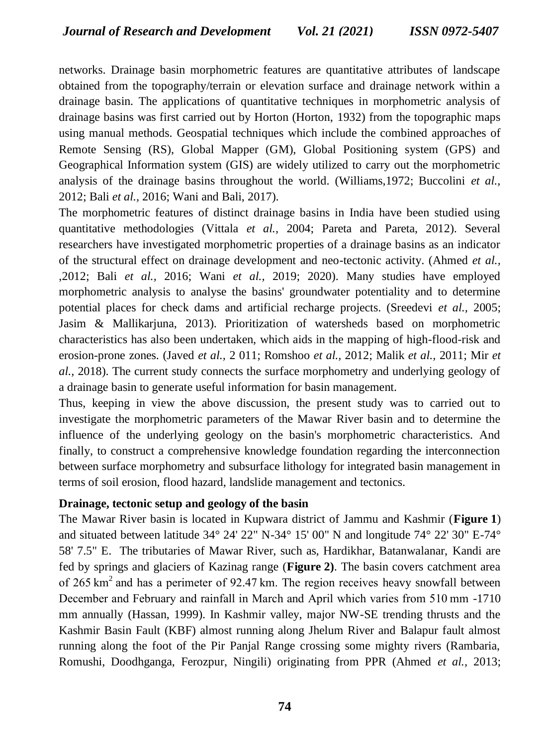networks. Drainage basin morphometric features are quantitative attributes of landscape obtained from the topography/terrain or elevation surface and drainage network within a drainage basin. The applications of quantitative techniques in morphometric analysis of drainage basins was first carried out by Horton (Horton, 1932) from the topographic maps using manual methods. Geospatial techniques which include the combined approaches of Remote Sensing (RS), Global Mapper (GM), Global Positioning system (GPS) and Geographical Information system (GIS) are widely utilized to carry out the morphometric analysis of the drainage basins throughout the world. (Williams,1972; Buccolini *et al.,* 2012; Bali *et al.,* 2016; Wani and Bali, 2017).

The morphometric features of distinct drainage basins in India have been studied using quantitative methodologies (Vittala *et al.,* 2004; Pareta and Pareta, 2012). Several researchers have investigated morphometric properties of a drainage basins as an indicator of the structural effect on drainage development and neo-tectonic activity. (Ahmed *et al.,* ,2012; Bali *et al.,* 2016; Wani *et al.,* 2019; 2020). Many studies have employed morphometric analysis to analyse the basins' groundwater potentiality and to determine potential places for check dams and artificial recharge projects. (Sreedevi *et al.,* 2005; Jasim & Mallikarjuna, 2013). Prioritization of watersheds based on morphometric characteristics has also been undertaken, which aids in the mapping of high-flood-risk and erosion-prone zones. (Javed *et al.,* 2 011; Romshoo *et al.,* 2012; Malik *et al.,* 2011; Mir *et al.,* 2018). The current study connects the surface morphometry and underlying geology of a drainage basin to generate useful information for basin management.

Thus, keeping in view the above discussion, the present study was to carried out to investigate the morphometric parameters of the Mawar River basin and to determine the influence of the underlying geology on the basin's morphometric characteristics. And finally, to construct a comprehensive knowledge foundation regarding the interconnection between surface morphometry and subsurface lithology for integrated basin management in terms of soil erosion, flood hazard, landslide management and tectonics.

**Drainage, tectonic setup and geology of the basin**

The Mawar River basin is located in Kupwara district of Jammu and Kashmir (**Figure 1**) and situated between latitude 34° 24' 22" N-34° 15' 00" N and longitude 74° 22' 30" E-74° 58' 7.5" E. The tributaries of Mawar River, such as, Hardikhar, Batanwalanar, Kandi are fed by springs and glaciers of Kazinag range (**Figure 2)**. The basin covers catchment area of 265 km$^2$ and has a perimeter of 92.47 km. The region receives heavy snowfall between December and February and rainfall in March and April which varies from 510 mm -1710 mm annually (Hassan, 1999). In Kashmir valley, major NW-SE trending thrusts and the Kashmir Basin Fault (KBF) almost running along Jhelum River and Balapur fault almost running along the foot of the Pir Panjal Range crossing some mighty rivers (Rambaria, Romushi, Doodhganga, Ferozpur, Ningili) originating from PPR (Ahmed *et al.,* 2013;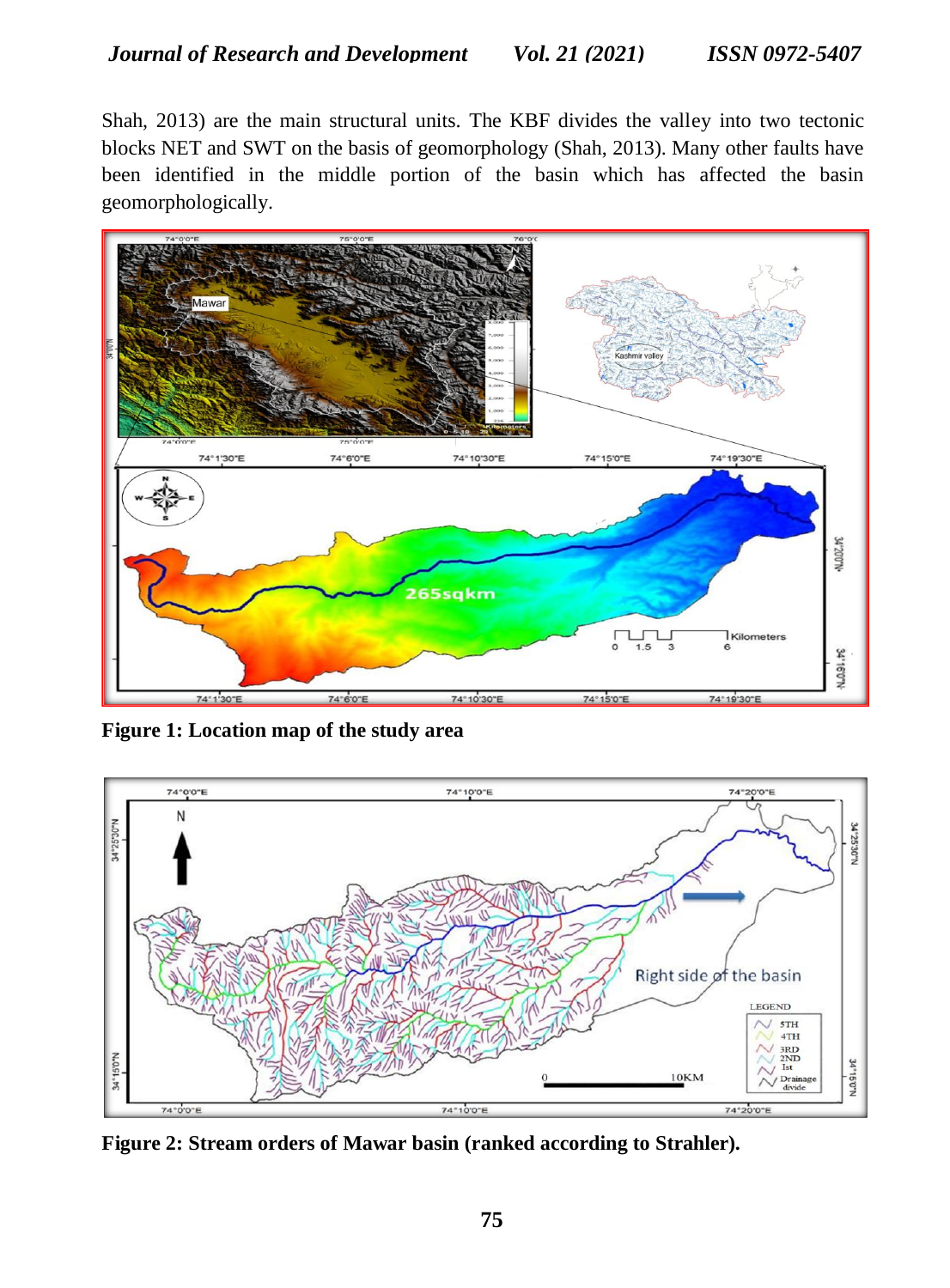Shah, 2013) are the main structural units. The KBF divides the valley into two tectonic blocks NET and SWT on the basis of geomorphology (Shah, 2013). Many other faults have been identified in the middle portion of the basin which has affected the basin geomorphologically.

**Figure 1: Location map of the study area**

**Figure 2: Stream orders of Mawar basin (ranked according to Strahler).**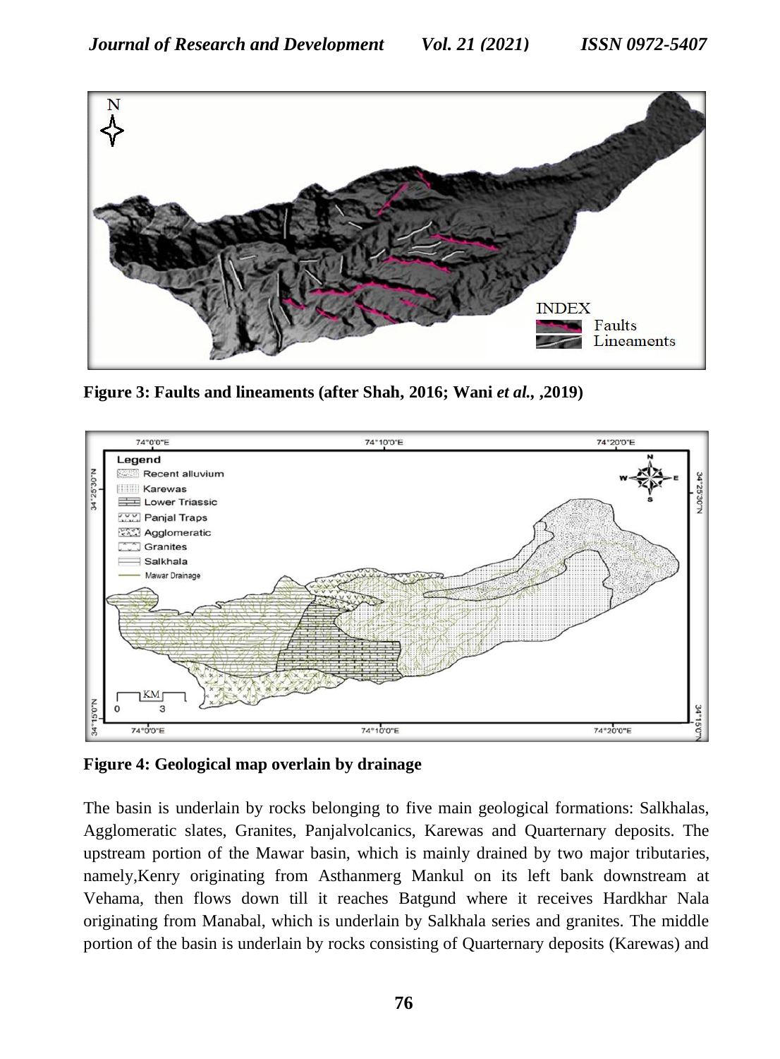**Figure 3: Faults and lineaments (after Shah, 2016; Wani *et al.*, ,2019)**

**Figure 4: Geological map overlain by drainage**

The basin is underlain by rocks belonging to five main geological formations: Salkhalas, Agglomeratic slates, Granites, Panjalvolcanics, Karewas and Quarternary deposits. The upstream portion of the Mawar basin, which is mainly drained by two major tributaries, namely,Kenry originating from Asthanmerg Mankul on its left bank downstream at Vehama, then flows down till it reaches Batgund where it receives Hardkhar Nala originating from Manabal, which is underlain by Salkhala series and granites. The middle portion of the basin is underlain by rocks consisting of Quarternary deposits (Karewas) and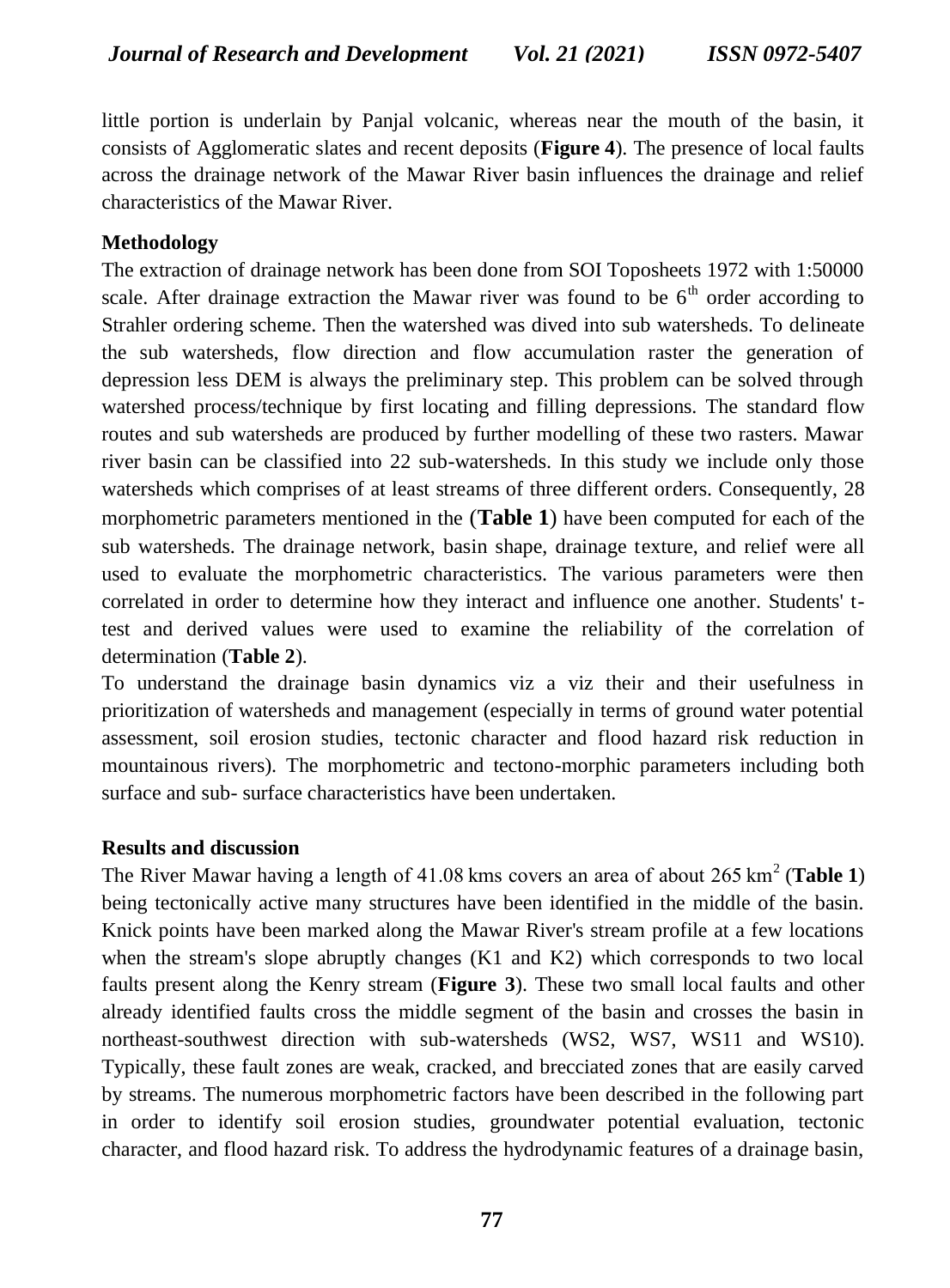little portion is underlain by Panjal volcanic, whereas near the mouth of the basin, it consists of Agglomeratic slates and recent deposits (**Figure 4**). The presence of local faults across the drainage network of the Mawar River basin influences the drainage and relief characteristics of the Mawar River.

**Methodology**

The extraction of drainage network has been done from SOI Toposheets 1972 with 1:50000 scale. After drainage extraction the Mawar river was found to be $6^{th}$ order according to Strahler ordering scheme. Then the watershed was dived into sub watersheds. To delineate the sub watersheds, flow direction and flow accumulation raster the generation of depression less DEM is always the preliminary step. This problem can be solved through watershed process/technique by first locating and filling depressions. The standard flow routes and sub watersheds are produced by further modelling of these two rasters. Mawar river basin can be classified into 22 sub-watersheds. In this study we include only those watersheds which comprises of at least streams of three different orders. Consequently, 28 morphometric parameters mentioned in the (**Table 1**) have been computed for each of the sub watersheds. The drainage network, basin shape, drainage texture, and relief were all used to evaluate the morphometric characteristics. The various parameters were then correlated in order to determine how they interact and influence one another. Students' t-test and derived values were used to examine the reliability of the correlation of determination (**Table 2**).

To understand the drainage basin dynamics viz a viz their and their usefulness in prioritization of watersheds and management (especially in terms of ground water potential assessment, soil erosion studies, tectonic character and flood hazard risk reduction in mountainous rivers). The morphometric and tectono-morphic parameters including both surface and sub- surface characteristics have been undertaken.

**Results and discussion**

The River Mawar having a length of 41.08 kms covers an area of about 265 $km^2$ (**Table 1**) being tectonically active many structures have been identified in the middle of the basin. Knick points have been marked along the Mawar River's stream profile at a few locations when the stream's slope abruptly changes (K1 and K2) which corresponds to two local faults present along the Kenry stream (**Figure 3**). These two small local faults and other already identified faults cross the middle segment of the basin and crosses the basin in northeast-southwest direction with sub-watersheds (WS2, WS7, WS11 and WS10). Typically, these fault zones are weak, cracked, and brecciated zones that are easily carved by streams. The numerous morphometric factors have been described in the following part in order to identify soil erosion studies, groundwater potential evaluation, tectonic character, and flood hazard risk. To address the hydrodynamic features of a drainage basin,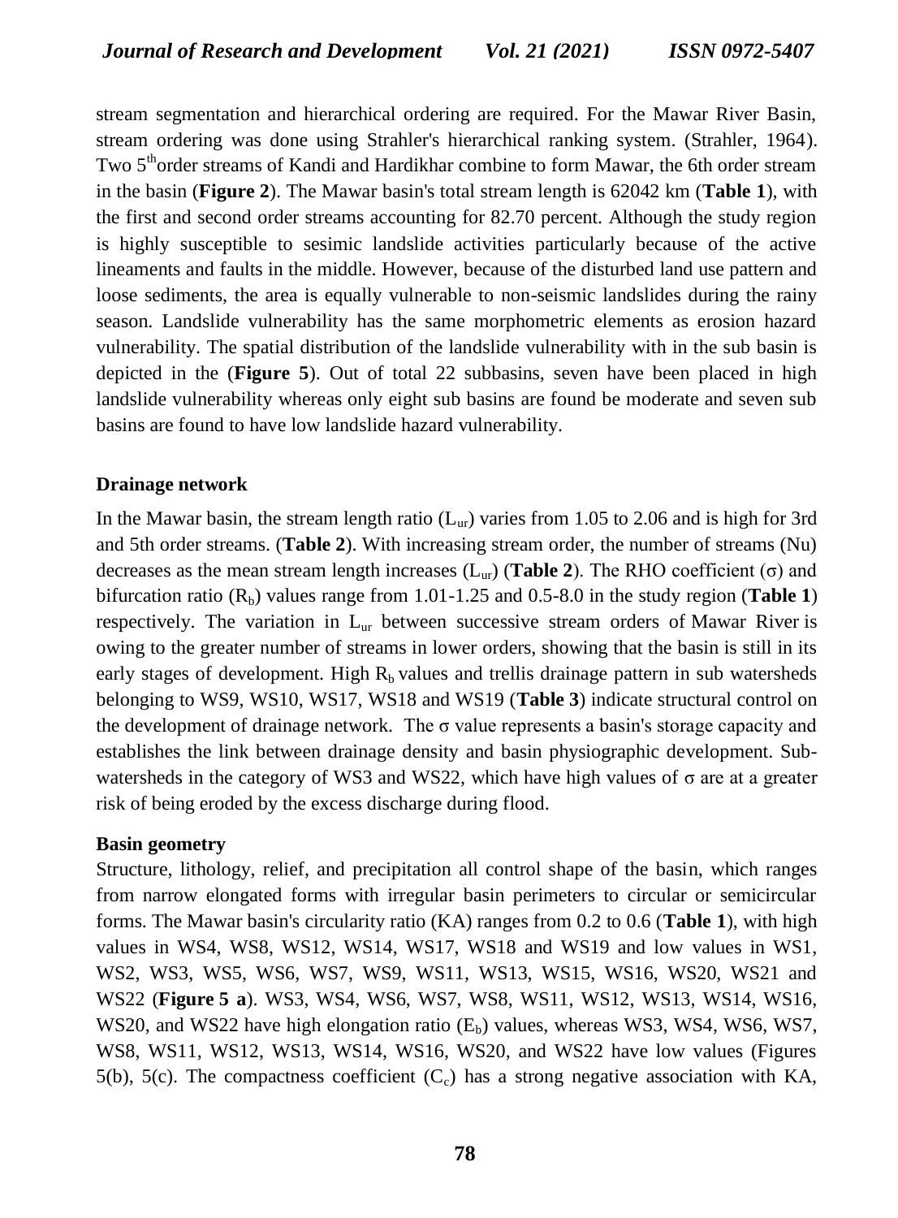stream segmentation and hierarchical ordering are required. For the Mawar River Basin, stream ordering was done using Strahler's hierarchical ranking system. (Strahler, 1964). Two 5$^{th}$order streams of Kandi and Hardikhar combine to form Mawar, the 6th order stream in the basin (**Figure 2**). The Mawar basin's total stream length is 62042 km (**Table 1**), with the first and second order streams accounting for 82.70 percent. Although the study region is highly susceptible to sesimic landslide activities particularly because of the active lineaments and faults in the middle. However, because of the disturbed land use pattern and loose sediments, the area is equally vulnerable to non-seismic landslides during the rainy season. Landslide vulnerability has the same morphometric elements as erosion hazard vulnerability. The spatial distribution of the landslide vulnerability with in the sub basin is depicted in the (**Figure 5**). Out of total 22 subbasins, seven have been placed in high landslide vulnerability whereas only eight sub basins are found be moderate and seven sub basins are found to have low landslide hazard vulnerability.

**Drainage network**

In the Mawar basin, the stream length ratio ($L_{ur}$) varies from 1.05 to 2.06 and is high for 3rd and 5th order streams. (**Table 2**). With increasing stream order, the number of streams (Nu) decreases as the mean stream length increases ($L_{ur}$) (**Table 2**). The RHO coefficient ($\sigma$) and bifurcation ratio ($R_b$) values range from 1.01-1.25 and 0.5-8.0 in the study region (**Table 1**) respectively. The variation in $L_{ur}$ between successive stream orders of Mawar River is owing to the greater number of streams in lower orders, showing that the basin is still in its early stages of development. High $R_b$ values and trellis drainage pattern in sub watersheds belonging to WS9, WS10, WS17, WS18 and WS19 (**Table 3**) indicate structural control on the development of drainage network. The $\sigma$ value represents a basin's storage capacity and establishes the link between drainage density and basin physiographic development. Sub-watersheds in the category of WS3 and WS22, which have high values of $\sigma$ are at a greater risk of being eroded by the excess discharge during flood.

**Basin geometry**

Structure, lithology, relief, and precipitation all control shape of the basin, which ranges from narrow elongated forms with irregular basin perimeters to circular or semicircular forms. The Mawar basin's circularity ratio (KA) ranges from 0.2 to 0.6 (**Table 1**), with high values in WS4, WS8, WS12, WS14, WS17, WS18 and WS19 and low values in WS1, WS2, WS3, WS5, WS6, WS7, WS9, WS11, WS13, WS15, WS16, WS20, WS21 and WS22 (**Figure 5 a**). WS3, WS4, WS6, WS7, WS8, WS11, WS12, WS13, WS14, WS16, WS20, and WS22 have high elongation ratio ($E_b$) values, whereas WS3, WS4, WS6, WS7, WS8, WS11, WS12, WS13, WS14, WS16, WS20, and WS22 have low values (Figures 5(b), 5(c). The compactness coefficient ($C_c$) has a strong negative association with KA,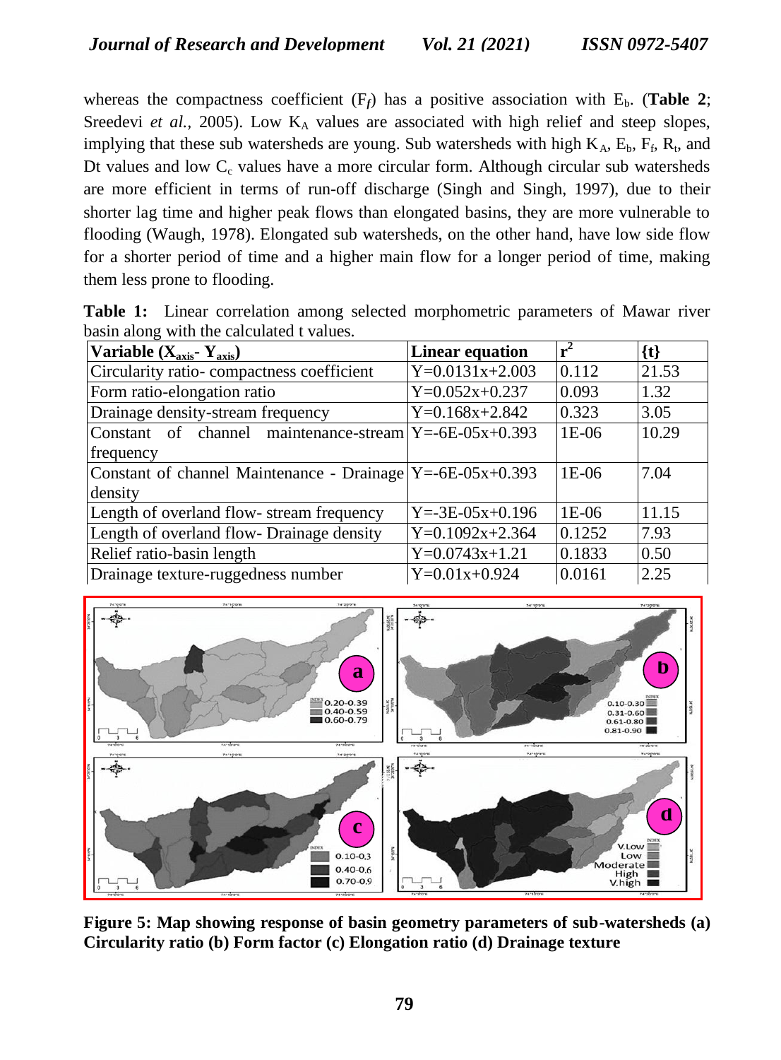whereas the compactness coefficient ($F_f$) has a positive association with $E_b$. (**Table 2**; Sreedevi *et al.*, 2005). Low $K_A$ values are associated with high relief and steep slopes, implying that these sub watersheds are young. Sub watersheds with high $K_A$, $E_b$, $F_f$, $R_t$, and Dt values and low $C_c$ values have a more circular form. Although circular sub watersheds are more efficient in terms of run-off discharge (Singh and Singh, 1997), due to their shorter lag time and higher peak flows than elongated basins, they are more vulnerable to flooding (Waugh, 1978). Elongated sub watersheds, on the other hand, have low side flow for a shorter period of time and a higher main flow for a longer period of time, making them less prone to flooding.

**Table 1:** Linear correlation among selected morphometric parameters of Mawar river basin along with the calculated t values.

| **Variable ($X_{axis}$- $Y_{axis}$)** | **Linear equation** | $r^2$ | **{t}** |
|---|---|---|---|
| Circularity ratio- compactness coefficient | Y=0.0131x+2.003 | 0.112 | 21.53 |
| Form ratio-elongation ratio | Y=0.052x+0.237 | 0.093 | 1.32 |
| Drainage density-stream frequency | Y=0.168x+2.842 | 0.323 | 3.05 |
| Constant of channel maintenance-stream frequency | Y=-6E-05x+0.393 | 1E-06 | 10.29 |
| Constant of channel Maintenance - Drainage density | Y=-6E-05x+0.393 | 1E-06 | 7.04 |
| Length of overland flow- stream frequency | Y=-3E-05x+0.196 | 1E-06 | 11.15 |
| Length of overland flow- Drainage density | Y=0.1092x+2.364 | 0.1252 | 7.93 |
| Relief ratio-basin length | Y=0.0743x+1.21 | 0.1833 | 0.50 |
| Drainage texture-ruggedness number | Y=0.01x+0.924 | 0.0161 | 2.25 |

**Figure 5: Map showing response of basin geometry parameters of sub-watersheds (a) Circularity ratio (b) Form factor (c) Elongation ratio (d) Drainage texture**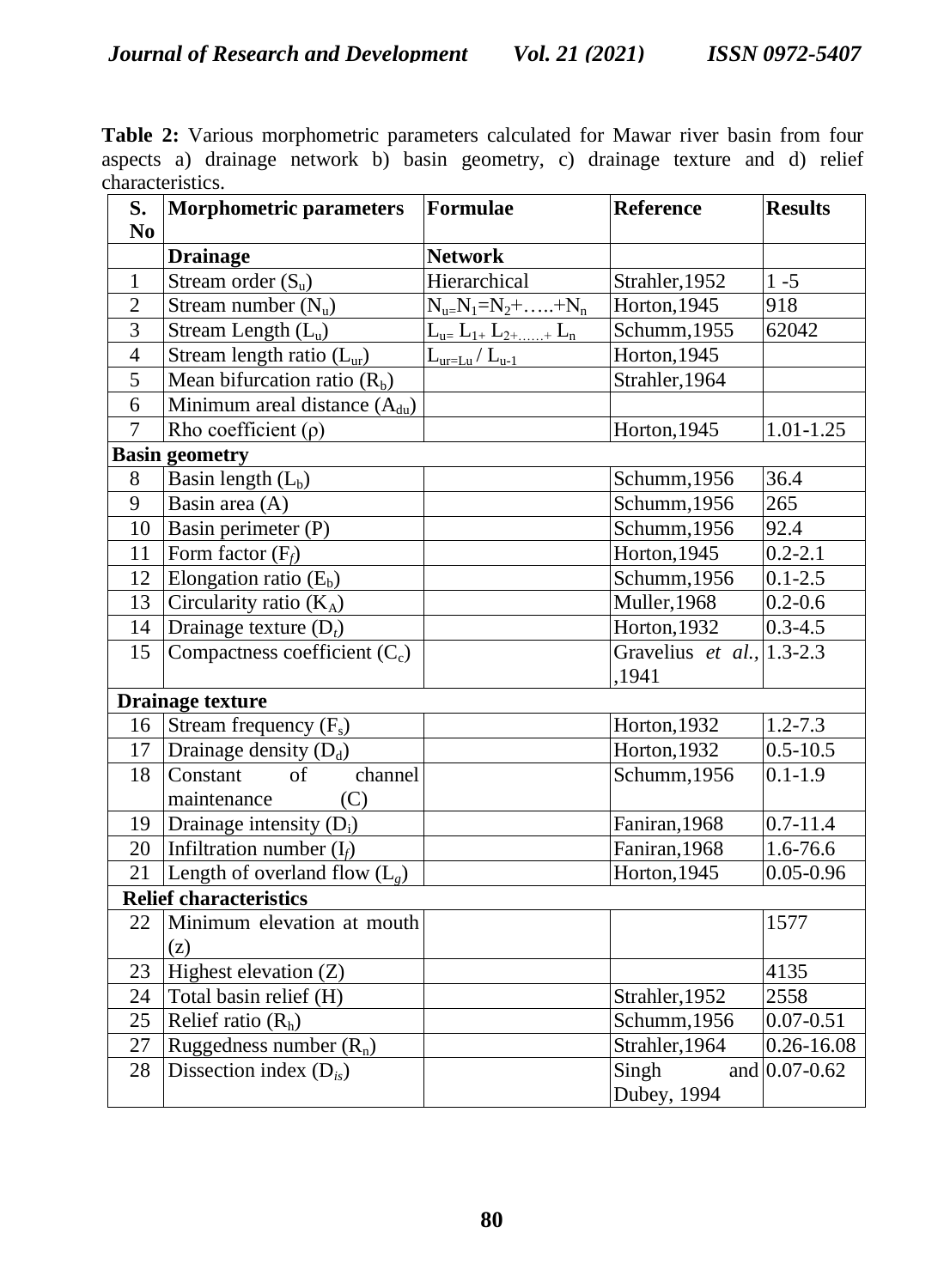**Table 2:** Various morphometric parameters calculated for Mawar river basin from four aspects a) drainage network b) basin geometry, c) drainage texture and d) relief characteristics.

| S. No | Morphometric parameters | Formulae | Reference | Results |
|---|---|---|---|---|
| | **Drainage** | **Network** | | |
| 1 | Stream order ($S_u$) | Hierarchical | Strahler,1952 | 1 -5 |
| 2 | Stream number ($N_u$) | $N_u = N_1 = N_2 + \ldots + N_n$ | Horton,1945 | 918 |
| 3 | Stream Length ($L_u$) | $L_u = L_1 + L_2 + \ldots + L_n$ | Schumm,1955 | 62042 |
| 4 | Stream length ratio ($L_{ur}$) | $L_{ur} = L_u / L_{u-1}$ | Horton,1945 | |
| 5 | Mean bifurcation ratio ($R_b$) | | Strahler,1964 | |
| 6 | Minimum areal distance ($A_{du}$) | | | |
| 7 | Rho coefficient ($\rho$) | | Horton,1945 | 1.01-1.25 |
| **Basin geometry** | | | | |
| 8 | Basin length ($L_b$) | | Schumm,1956 | 36.4 |
| 9 | Basin area (A) | | Schumm,1956 | 265 |
| 10 | Basin perimeter (P) | | Schumm,1956 | 92.4 |
| 11 | Form factor ($F_f$) | | Horton,1945 | 0.2-2.1 |
| 12 | Elongation ratio ($E_b$) | | Schumm,1956 | 0.1-2.5 |
| 13 | Circularity ratio ($K_A$) | | Muller,1968 | 0.2-0.6 |
| 14 | Drainage texture ($D_t$) | | Horton,1932 | 0.3-4.5 |
| 15 | Compactness coefficient ($C_c$) | | Gravelius *et al.*, ,1941 | 1.3-2.3 |
| **Drainage texture** | | | | |
| 16 | Stream frequency ($F_s$) | | Horton,1932 | 1.2-7.3 |
| 17 | Drainage density ($D_d$) | | Horton,1932 | 0.5-10.5 |
| 18 | Constant of channel maintenance (C) | | Schumm,1956 | 0.1-1.9 |
| 19 | Drainage intensity ($D_i$) | | Faniran,1968 | 0.7-11.4 |
| 20 | Infiltration number ($I_f$) | | Faniran,1968 | 1.6-76.6 |
| 21 | Length of overland flow ($L_g$) | | Horton,1945 | 0.05-0.96 |
| **Relief characteristics** | | | | |
| 22 | Minimum elevation at mouth (z) | | | 1577 |
| 23 | Highest elevation (Z) | | | 4135 |
| 24 | Total basin relief (H) | | Strahler,1952 | 2558 |
| 25 | Relief ratio ($R_h$) | | Schumm,1956 | 0.07-0.51 |
| 27 | Ruggedness number ($R_n$) | | Strahler,1964 | 0.26-16.08 |
| 28 | Dissection index ($D_{is}$) | | Singh and Dubey, 1994 | 0.07-0.62 |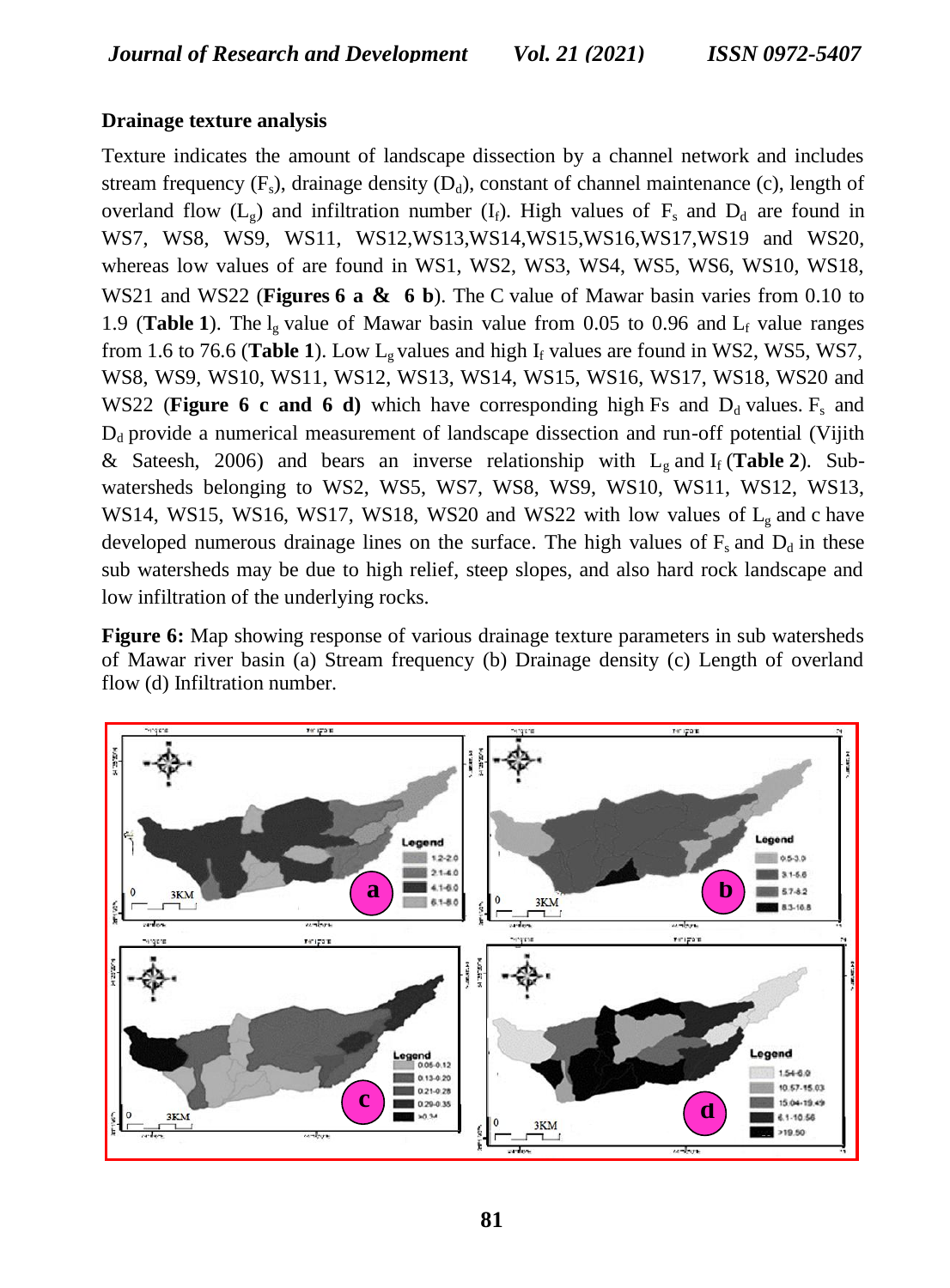### Drainage texture analysis

Texture indicates the amount of landscape dissection by a channel network and includes stream frequency ($F_s$), drainage density ($D_d$), constant of channel maintenance (c), length of overland flow ($L_g$) and infiltration number ($I_f$). High values of $F_s$ and $D_d$ are found in WS7, WS8, WS9, WS11, WS12,WS13,WS14,WS15,WS16,WS17,WS19 and WS20, whereas low values of are found in WS1, WS2, WS3, WS4, WS5, WS6, WS10, WS18, WS21 and WS22 (**Figures 6 a & 6 b**). The C value of Mawar basin varies from 0.10 to 1.9 (**Table 1**). The $l_g$ value of Mawar basin value from 0.05 to 0.96 and $L_f$ value ranges from 1.6 to 76.6 (**Table 1**). Low $L_g$ values and high $I_f$ values are found in WS2, WS5, WS7, WS8, WS9, WS10, WS11, WS12, WS13, WS14, WS15, WS16, WS17, WS18, WS20 and WS22 (**Figure 6 c and 6 d)** which have corresponding high Fs and $D_d$ values. $F_s$ and $D_d$ provide a numerical measurement of landscape dissection and run-off potential (Vijith & Sateesh, 2006) and bears an inverse relationship with $L_g$ and $I_f$ (**Table 2**). Sub-watersheds belonging to WS2, WS5, WS7, WS8, WS9, WS10, WS11, WS12, WS13, WS14, WS15, WS16, WS17, WS18, WS20 and WS22 with low values of $L_g$ and c have developed numerous drainage lines on the surface. The high values of $F_s$ and $D_d$ in these sub watersheds may be due to high relief, steep slopes, and also hard rock landscape and low infiltration of the underlying rocks.

**Figure 6:** Map showing response of various drainage texture parameters in sub watersheds of Mawar river basin (a) Stream frequency (b) Drainage density (c) Length of overland flow (d) Infiltration number.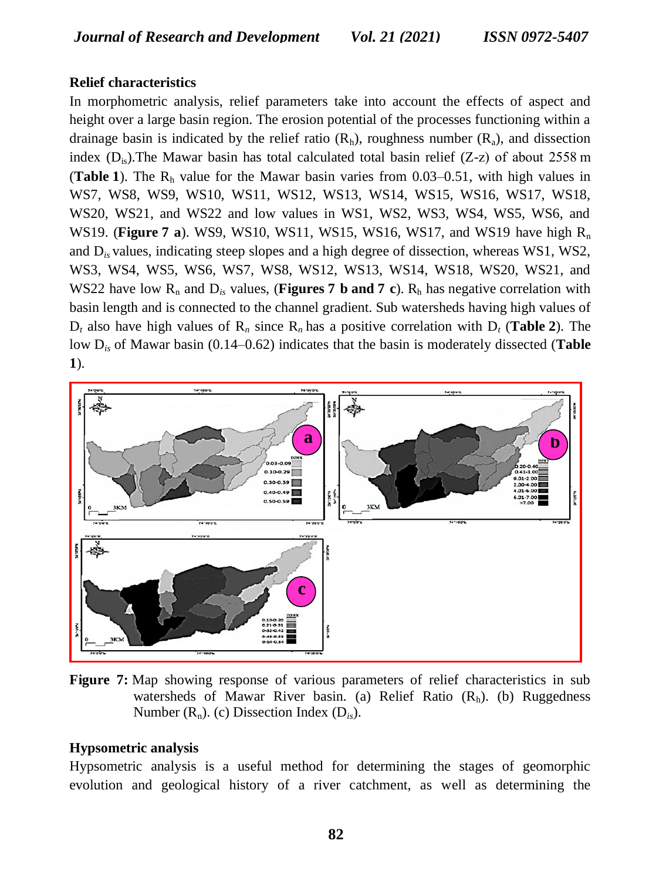## Relief characteristics

In morphometric analysis, relief parameters take into account the effects of aspect and height over a large basin region. The erosion potential of the processes functioning within a drainage basin is indicated by the relief ratio ($R_h$), roughness number ($R_a$), and dissection index ($D_{is}$).The Mawar basin has total calculated total basin relief (Z-z) of about 2558 m (**Table 1**). The $R_h$ value for the Mawar basin varies from 0.03–0.51, with high values in WS7, WS8, WS9, WS10, WS11, WS12, WS13, WS14, WS15, WS16, WS17, WS18, WS20, WS21, and WS22 and low values in WS1, WS2, WS3, WS4, WS5, WS6, and WS19. (**Figure 7 a**). WS9, WS10, WS11, WS15, WS16, WS17, and WS19 have high $R_n$ and $D_{is}$ values, indicating steep slopes and a high degree of dissection, whereas WS1, WS2, WS3, WS4, WS5, WS6, WS7, WS8, WS12, WS13, WS14, WS18, WS20, WS21, and WS22 have low $R_n$ and $D_{is}$ values, (**Figures 7 b and 7 c**). $R_h$ has negative correlation with basin length and is connected to the channel gradient. Sub watersheds having high values of $D_t$ also have high values of $R_n$ since $R_n$ has a positive correlation with $D_t$ (**Table 2**). The low $D_{is}$ of Mawar basin (0.14–0.62) indicates that the basin is moderately dissected (**Table 1**).

**Figure 7:** Map showing response of various parameters of relief characteristics in sub watersheds of Mawar River basin. (a) Relief Ratio ($R_h$). (b) Ruggedness Number ($R_n$). (c) Dissection Index ($D_{is}$).

## Hypsometric analysis

Hypsometric analysis is a useful method for determining the stages of geomorphic evolution and geological history of a river catchment, as well as determining the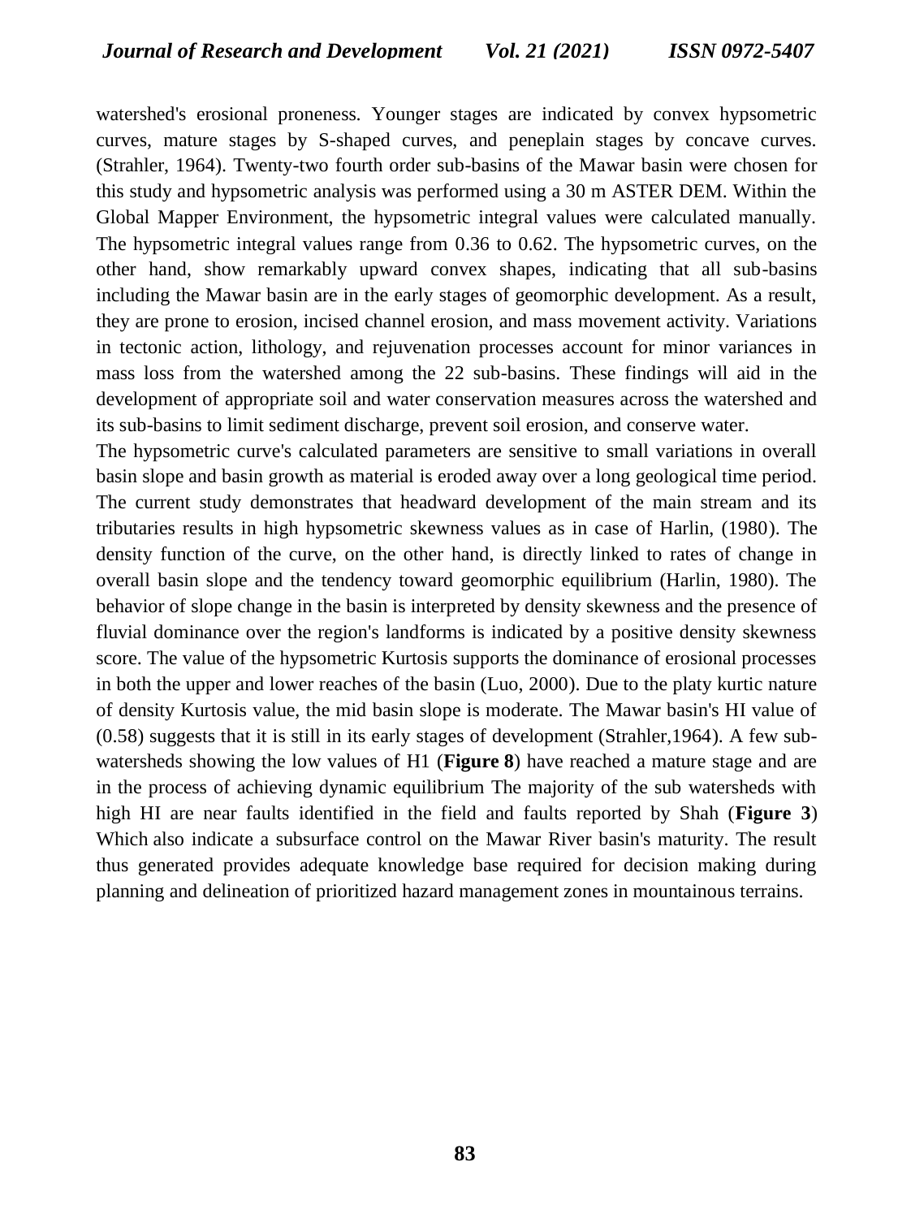watershed's erosional proneness. Younger stages are indicated by convex hypsometric curves, mature stages by S-shaped curves, and peneplain stages by concave curves. (Strahler, 1964). Twenty-two fourth order sub-basins of the Mawar basin were chosen for this study and hypsometric analysis was performed using a 30 m ASTER DEM. Within the Global Mapper Environment, the hypsometric integral values were calculated manually. The hypsometric integral values range from 0.36 to 0.62. The hypsometric curves, on the other hand, show remarkably upward convex shapes, indicating that all sub-basins including the Mawar basin are in the early stages of geomorphic development. As a result, they are prone to erosion, incised channel erosion, and mass movement activity. Variations in tectonic action, lithology, and rejuvenation processes account for minor variances in mass loss from the watershed among the 22 sub-basins. These findings will aid in the development of appropriate soil and water conservation measures across the watershed and its sub-basins to limit sediment discharge, prevent soil erosion, and conserve water.

The hypsometric curve's calculated parameters are sensitive to small variations in overall basin slope and basin growth as material is eroded away over a long geological time period. The current study demonstrates that headward development of the main stream and its tributaries results in high hypsometric skewness values as in case of Harlin, (1980). The density function of the curve, on the other hand, is directly linked to rates of change in overall basin slope and the tendency toward geomorphic equilibrium (Harlin, 1980). The behavior of slope change in the basin is interpreted by density skewness and the presence of fluvial dominance over the region's landforms is indicated by a positive density skewness score. The value of the hypsometric Kurtosis supports the dominance of erosional processes in both the upper and lower reaches of the basin (Luo, 2000). Due to the platy kurtic nature of density Kurtosis value, the mid basin slope is moderate. The Mawar basin's HI value of (0.58) suggests that it is still in its early stages of development (Strahler,1964). A few sub-watersheds showing the low values of H1 (**Figure 8**) have reached a mature stage and are in the process of achieving dynamic equilibrium The majority of the sub watersheds with high HI are near faults identified in the field and faults reported by Shah (**Figure 3**) Which also indicate a subsurface control on the Mawar River basin's maturity. The result thus generated provides adequate knowledge base required for decision making during planning and delineation of prioritized hazard management zones in mountainous terrains.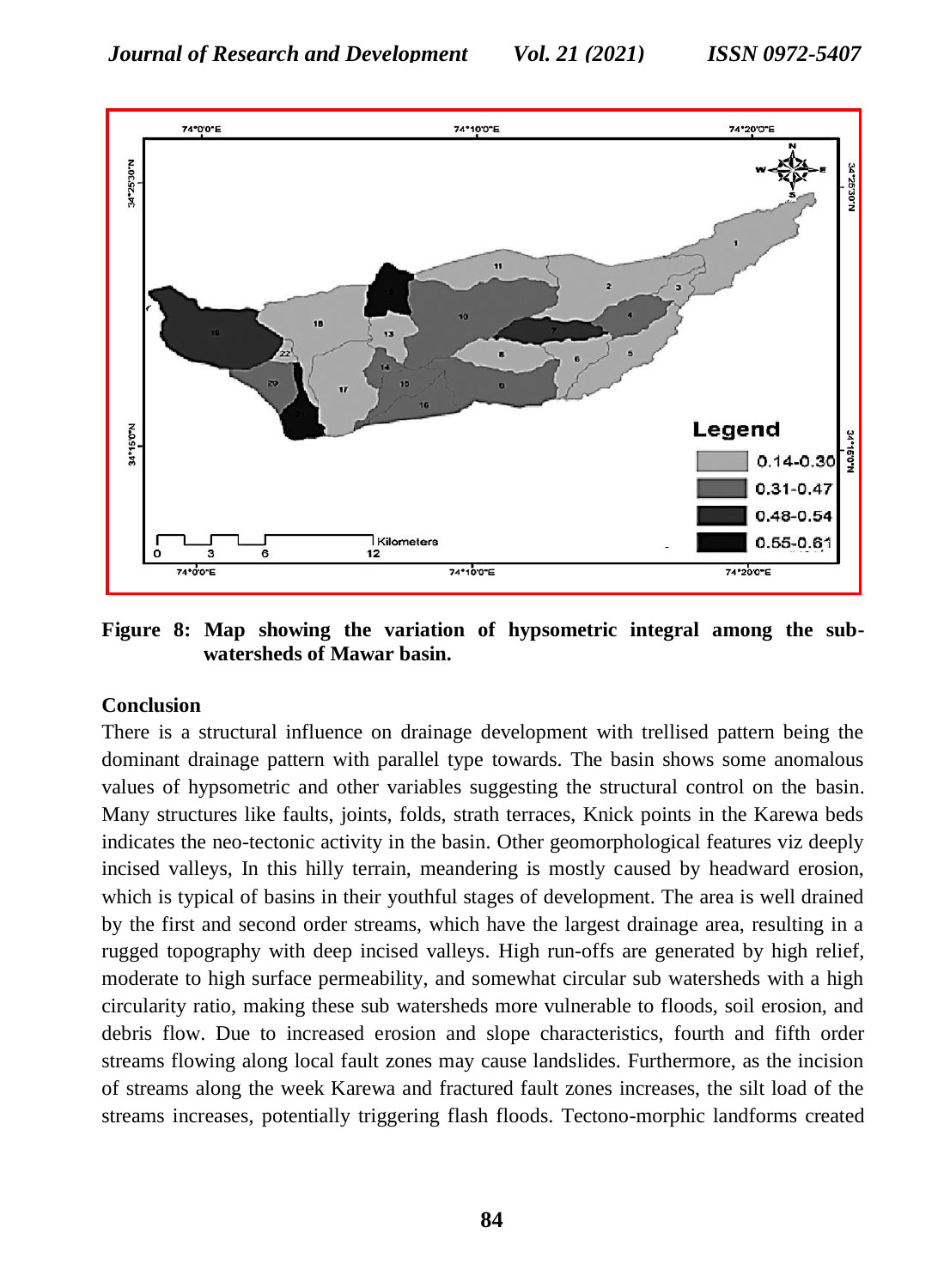**Figure 8: Map showing the variation of hypsometric integral among the sub-watersheds of Mawar basin.**

**Conclusion**

There is a structural influence on drainage development with trellised pattern being the dominant drainage pattern with parallel type towards. The basin shows some anomalous values of hypsometric and other variables suggesting the structural control on the basin. Many structures like faults, joints, folds, strath terraces, Knick points in the Karewa beds indicates the neo-tectonic activity in the basin. Other geomorphological features viz deeply incised valleys, In this hilly terrain, meandering is mostly caused by headward erosion, which is typical of basins in their youthful stages of development. The area is well drained by the first and second order streams, which have the largest drainage area, resulting in a rugged topography with deep incised valleys. High run-offs are generated by high relief, moderate to high surface permeability, and somewhat circular sub watersheds with a high circularity ratio, making these sub watersheds more vulnerable to floods, soil erosion, and debris flow. Due to increased erosion and slope characteristics, fourth and fifth order streams flowing along local fault zones may cause landslides. Furthermore, as the incision of streams along the week Karewa and fractured fault zones increases, the silt load of the streams increases, potentially triggering flash floods. Tectono-morphic landforms created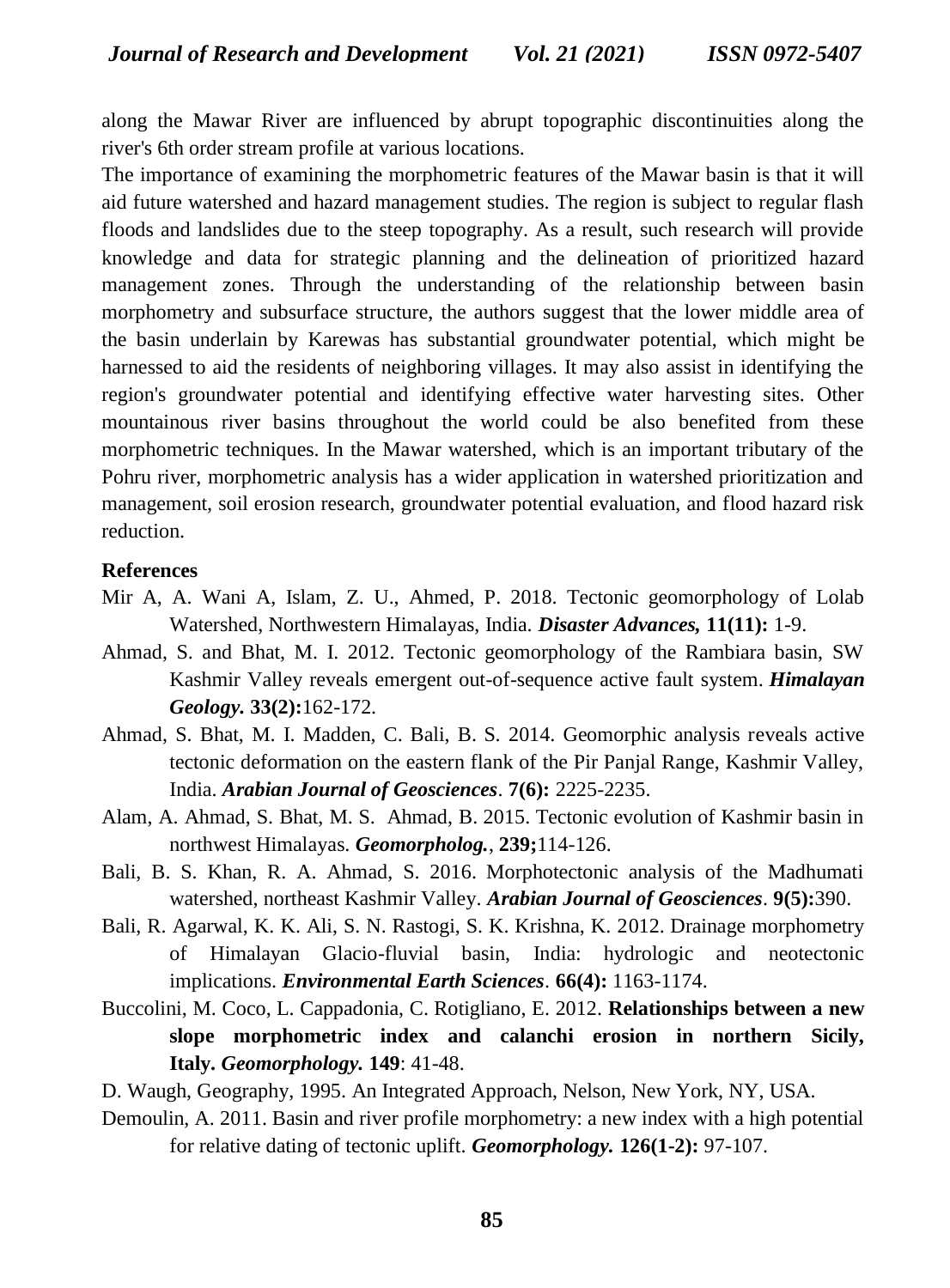along the Mawar River are influenced by abrupt topographic discontinuities along the river's 6th order stream profile at various locations.

The importance of examining the morphometric features of the Mawar basin is that it will aid future watershed and hazard management studies. The region is subject to regular flash floods and landslides due to the steep topography. As a result, such research will provide knowledge and data for strategic planning and the delineation of prioritized hazard management zones. Through the understanding of the relationship between basin morphometry and subsurface structure, the authors suggest that the lower middle area of the basin underlain by Karewas has substantial groundwater potential, which might be harnessed to aid the residents of neighboring villages. It may also assist in identifying the region's groundwater potential and identifying effective water harvesting sites. Other mountainous river basins throughout the world could be also benefited from these morphometric techniques. In the Mawar watershed, which is an important tributary of the Pohru river, morphometric analysis has a wider application in watershed prioritization and management, soil erosion research, groundwater potential evaluation, and flood hazard risk reduction.

## References

Mir A, A. Wani A, Islam, Z. U., Ahmed, P. 2018. Tectonic geomorphology of Lolab Watershed, Northwestern Himalayas, India. ***Disaster Advances,*** **11(11):** 1-9.

Ahmad, S. and Bhat, M. I. 2012. Tectonic geomorphology of the Rambiara basin, SW Kashmir Valley reveals emergent out-of-sequence active fault system. ***Himalayan Geology.*** **33(2):**162-172.

Ahmad, S. Bhat, M. I. Madden, C. Bali, B. S. 2014. Geomorphic analysis reveals active tectonic deformation on the eastern flank of the Pir Panjal Range, Kashmir Valley, India. ***Arabian Journal of Geosciences***. **7(6):** 2225-2235.

Alam, A. Ahmad, S. Bhat, M. S. Ahmad, B. 2015. Tectonic evolution of Kashmir basin in northwest Himalayas. ***Geomorpholog.***, **239;**114-126.

Bali, B. S. Khan, R. A. Ahmad, S. 2016. Morphotectonic analysis of the Madhumati watershed, northeast Kashmir Valley. ***Arabian Journal of Geosciences***. **9(5):**390.

Bali, R. Agarwal, K. K. Ali, S. N. Rastogi, S. K. Krishna, K. 2012. Drainage morphometry of Himalayan Glacio-fluvial basin, India: hydrologic and neotectonic implications. ***Environmental Earth Sciences***. **66(4):** 1163-1174.

Buccolini, M. Coco, L. Cappadonia, C. Rotigliano, E. 2012. **Relationships between a new slope morphometric index and calanchi erosion in northern Sicily, Italy.** ***Geomorphology.*** **149**: 41-48.

D. Waugh, Geography, 1995. An Integrated Approach, Nelson, New York, NY, USA.

Demoulin, A. 2011. Basin and river profile morphometry: a new index with a high potential for relative dating of tectonic uplift. ***Geomorphology.*** **126(1-2):** 97-107.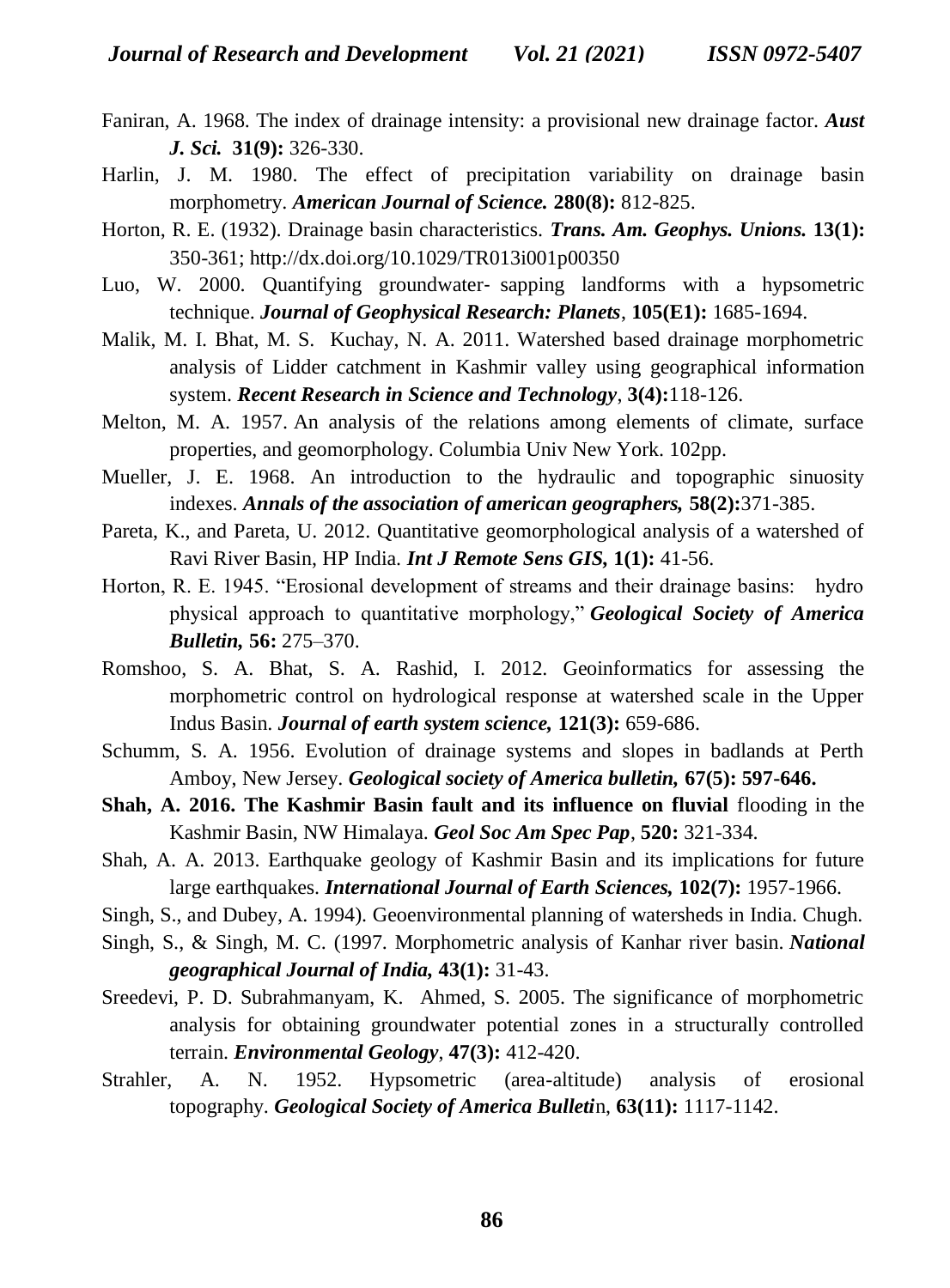Faniran, A. 1968. The index of drainage intensity: a provisional new drainage factor. ***Aust J. Sci.*** **31(9):** 326-330.

Harlin, J. M. 1980. The effect of precipitation variability on drainage basin morphometry. ***American Journal of Science.*** **280(8):** 812-825.

Horton, R. E. (1932). Drainage basin characteristics. ***Trans. Am. Geophys. Unions.*** **13(1):** 350-361; http://dx.doi.org/10.1029/TR013i001p00350

Luo, W. 2000. Quantifying groundwater- sapping landforms with a hypsometric technique. ***Journal of Geophysical Research: Planets***, **105(E1):** 1685-1694.

Malik, M. I. Bhat, M. S. Kuchay, N. A. 2011. Watershed based drainage morphometric analysis of Lidder catchment in Kashmir valley using geographical information system. ***Recent Research in Science and Technology***, **3(4):**118-126.

Melton, M. A. 1957. An analysis of the relations among elements of climate, surface properties, and geomorphology. Columbia Univ New York. 102pp.

Mueller, J. E. 1968. An introduction to the hydraulic and topographic sinuosity indexes. ***Annals of the association of american geographers,*** **58(2):**371-385.

Pareta, K., and Pareta, U. 2012. Quantitative geomorphological analysis of a watershed of Ravi River Basin, HP India. ***Int J Remote Sens GIS,*** **1(1):** 41-56.

Horton, R. E. 1945. "Erosional development of streams and their drainage basins: hydro physical approach to quantitative morphology," ***Geological Society of America Bulletin,*** **56:** 275–370.

Romshoo, S. A. Bhat, S. A. Rashid, I. 2012. Geoinformatics for assessing the morphometric control on hydrological response at watershed scale in the Upper Indus Basin. ***Journal of earth system science,*** **121(3):** 659-686.

Schumm, S. A. 1956. Evolution of drainage systems and slopes in badlands at Perth Amboy, New Jersey. ***Geological society of America bulletin,*** **67(5): 597-646.**

**Shah, A. 2016. The Kashmir Basin fault and its influence on fluvial** flooding in the Kashmir Basin, NW Himalaya. ***Geol Soc Am Spec Pap***, **520:** 321-334.

Shah, A. A. 2013. Earthquake geology of Kashmir Basin and its implications for future large earthquakes. ***International Journal of Earth Sciences,*** **102(7):** 1957-1966.

Singh, S., and Dubey, A. 1994). Geoenvironmental planning of watersheds in India. Chugh.

Singh, S., & Singh, M. C. (1997. Morphometric analysis of Kanhar river basin. ***National geographical Journal of India,*** **43(1):** 31-43.

Sreedevi, P. D. Subrahmanyam, K. Ahmed, S. 2005. The significance of morphometric analysis for obtaining groundwater potential zones in a structurally controlled terrain. ***Environmental Geology***, **47(3):** 412-420.

Strahler, A. N. 1952. Hypsometric (area-altitude) analysis of erosional topography. ***Geological Society of America Bulleti***n, **63(11):** 1117-1142.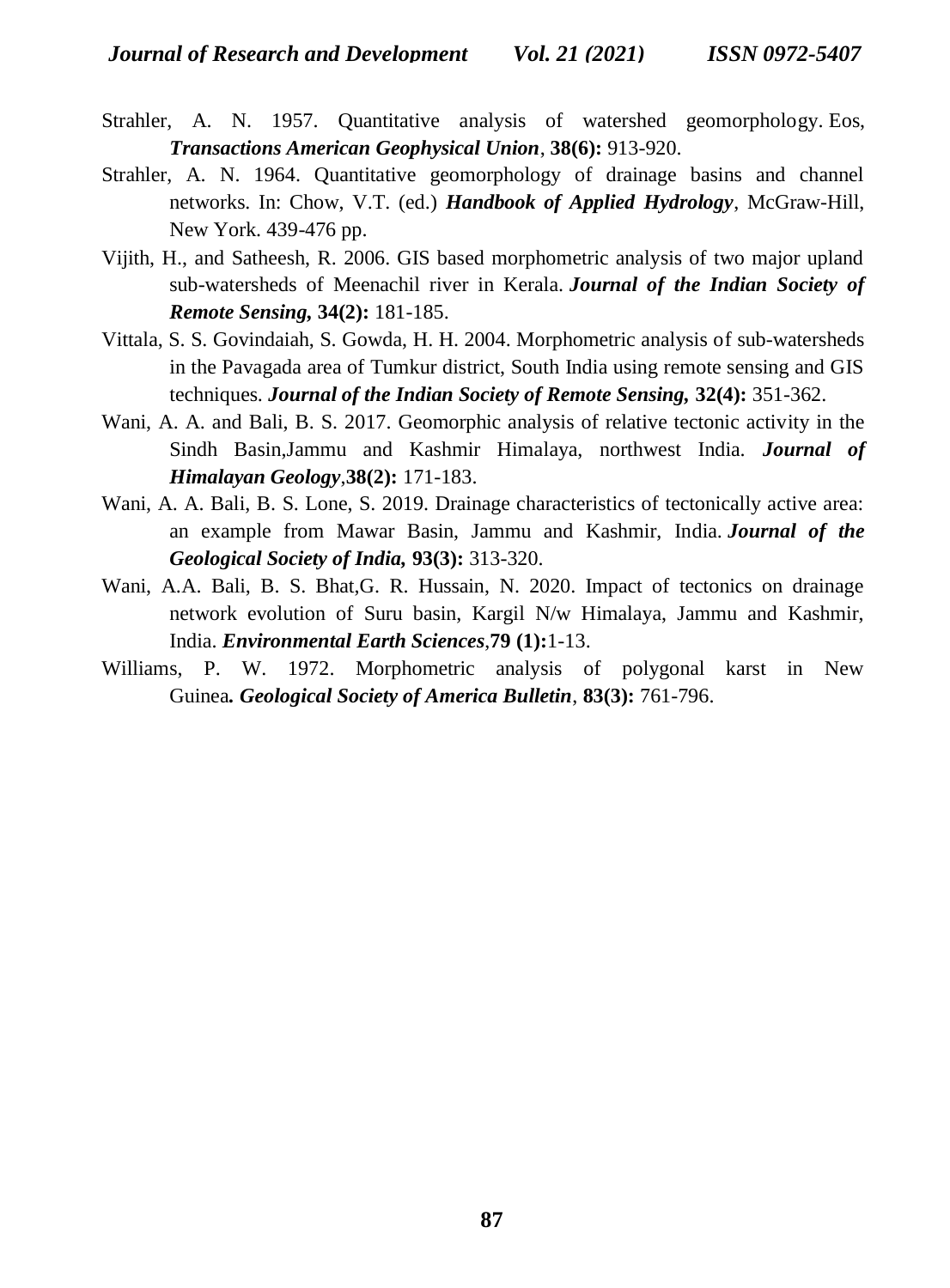Strahler, A. N. 1957. Quantitative analysis of watershed geomorphology. Eos, ***Transactions American Geophysical Union***, **38(6):** 913-920.

Strahler, A. N. 1964. Quantitative geomorphology of drainage basins and channel networks. In: Chow, V.T. (ed.) ***Handbook of Applied Hydrology***, McGraw-Hill, New York. 439-476 pp.

Vijith, H., and Satheesh, R. 2006. GIS based morphometric analysis of two major upland sub-watersheds of Meenachil river in Kerala. ***Journal of the Indian Society of Remote Sensing,*** **34(2):** 181-185.

Vittala, S. S. Govindaiah, S. Gowda, H. H. 2004. Morphometric analysis of sub-watersheds in the Pavagada area of Tumkur district, South India using remote sensing and GIS techniques. ***Journal of the Indian Society of Remote Sensing,*** **32(4):** 351-362.

Wani, A. A. and Bali, B. S. 2017. Geomorphic analysis of relative tectonic activity in the Sindh Basin,Jammu and Kashmir Himalaya, northwest India. ***Journal of Himalayan Geology***,**38(2):** 171-183.

Wani, A. A. Bali, B. S. Lone, S. 2019. Drainage characteristics of tectonically active area: an example from Mawar Basin, Jammu and Kashmir, India. ***Journal of the Geological Society of India,*** **93(3):** 313-320.

Wani, A.A. Bali, B. S. Bhat,G. R. Hussain, N. 2020. Impact of tectonics on drainage network evolution of Suru basin, Kargil N/w Himalaya, Jammu and Kashmir, India. ***Environmental Earth Sciences***,**79 (1):**1-13.

Williams, P. W. 1972. Morphometric analysis of polygonal karst in New Guinea***.*** ***Geological Society of America Bulletin***, **83(3):** 761-796.